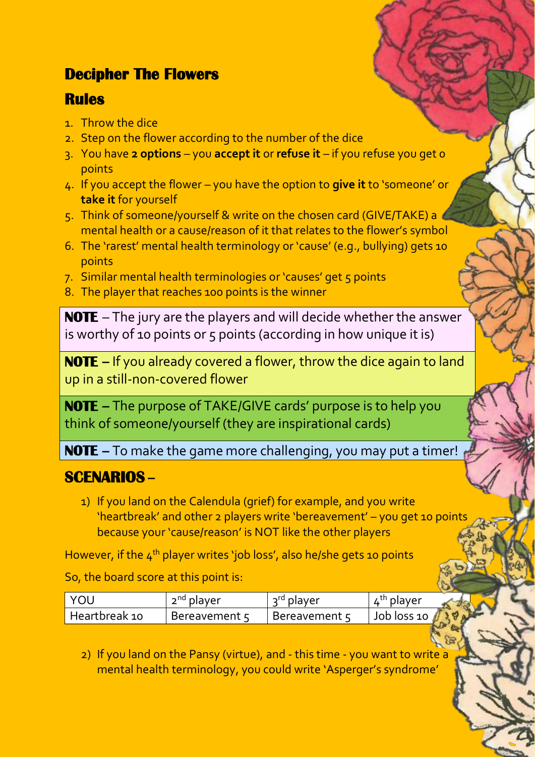# Decipher The Flowers

## Rules

1. Throw the dice
2. Step on the flower according to the number of the dice
3. You have **2 options** – you **accept it** or **refuse it** – if you refuse you get 0 points
4. If you accept the flower – you have the option to **give it** to 'someone' or **take it** for yourself
5. Think of someone/yourself & write on the chosen card (GIVE/TAKE) a mental health or a cause/reason of it that relates to the flower's symbol
6. The 'rarest' mental health terminology or 'cause' (e.g., bullying) gets 10 points
7. Similar mental health terminologies or 'causes' get 5 points
8. The player that reaches 100 points is the winner

**NOTE** – The jury are the players and will decide whether the answer is worthy of 10 points or 5 points (according in how unique it is)

**NOTE –** If you already covered a flower, throw the dice again to land up in a still-non-covered flower

**NOTE –** The purpose of TAKE/GIVE cards' purpose is to help you think of someone/yourself (they are inspirational cards)

**NOTE –** To make the game more challenging, you may put a timer!

## SCENARIOS –

1) If you land on the Calendula (grief) for example, and you write 'heartbreak' and other 2 players write 'bereavement' – you get 10 points because your 'cause/reason' is NOT like the other players

However, if the 4th player writes 'job loss', also he/she gets 10 points

So, the board score at this point is:

| YOU | 2nd player | 3rd player | 4th player |
|---|---|---|---|
| Heartbreak 10 | Bereavement 5 | Bereavement 5 | Job loss 10 |

2) If you land on the Pansy (virtue), and - this time - you want to write a mental health terminology, you could write 'Asperger's syndrome'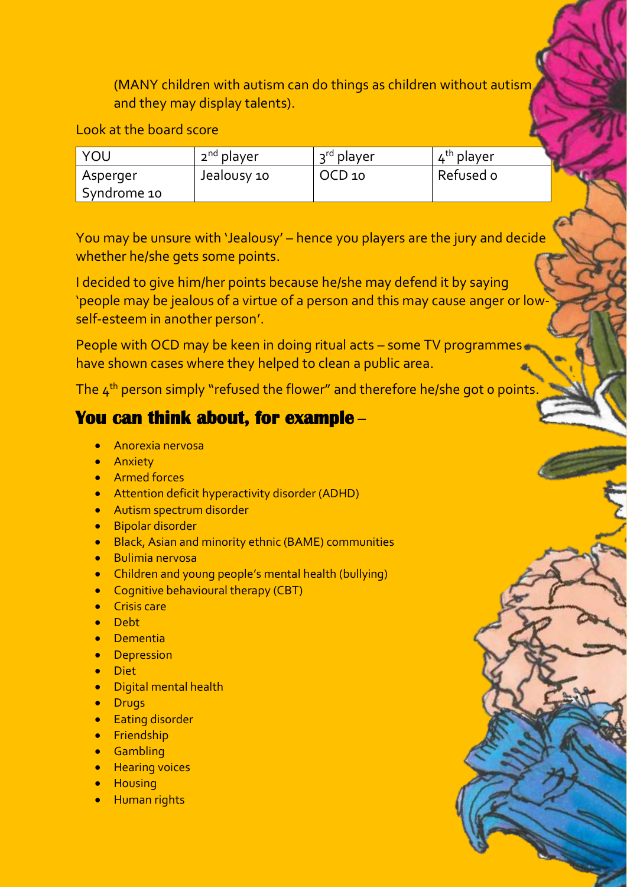(MANY children with autism can do things as children without autism and they may display talents).

Look at the board score

| YOU | 2nd player | 3rd player | 4th player |
|---|---|---|---|
| Asperger Syndrome 10 | Jealousy 10 | OCD 10 | Refused 0 |

You may be unsure with 'Jealousy' – hence you players are the jury and decide whether he/she gets some points.

I decided to give him/her points because he/she may defend it by saying 'people may be jealous of a virtue of a person and this may cause anger or low-self-esteem in another person'.

People with OCD may be keen in doing ritual acts – some TV programmes have shown cases where they helped to clean a public area.

The 4th person simply "refused the flower" and therefore he/she got 0 points.

## **You can think about, for example** –

- Anorexia nervosa
- Anxiety
- Armed forces
- Attention deficit hyperactivity disorder (ADHD)
- Autism spectrum disorder
- Bipolar disorder
- Black, Asian and minority ethnic (BAME) communities
- Bulimia nervosa
- Children and young people's mental health (bullying)
- Cognitive behavioural therapy (CBT)
- Crisis care
- Debt
- Dementia
- Depression
- Diet
- Digital mental health
- Drugs
- Eating disorder
- Friendship
- Gambling
- Hearing voices
- Housing
- Human rights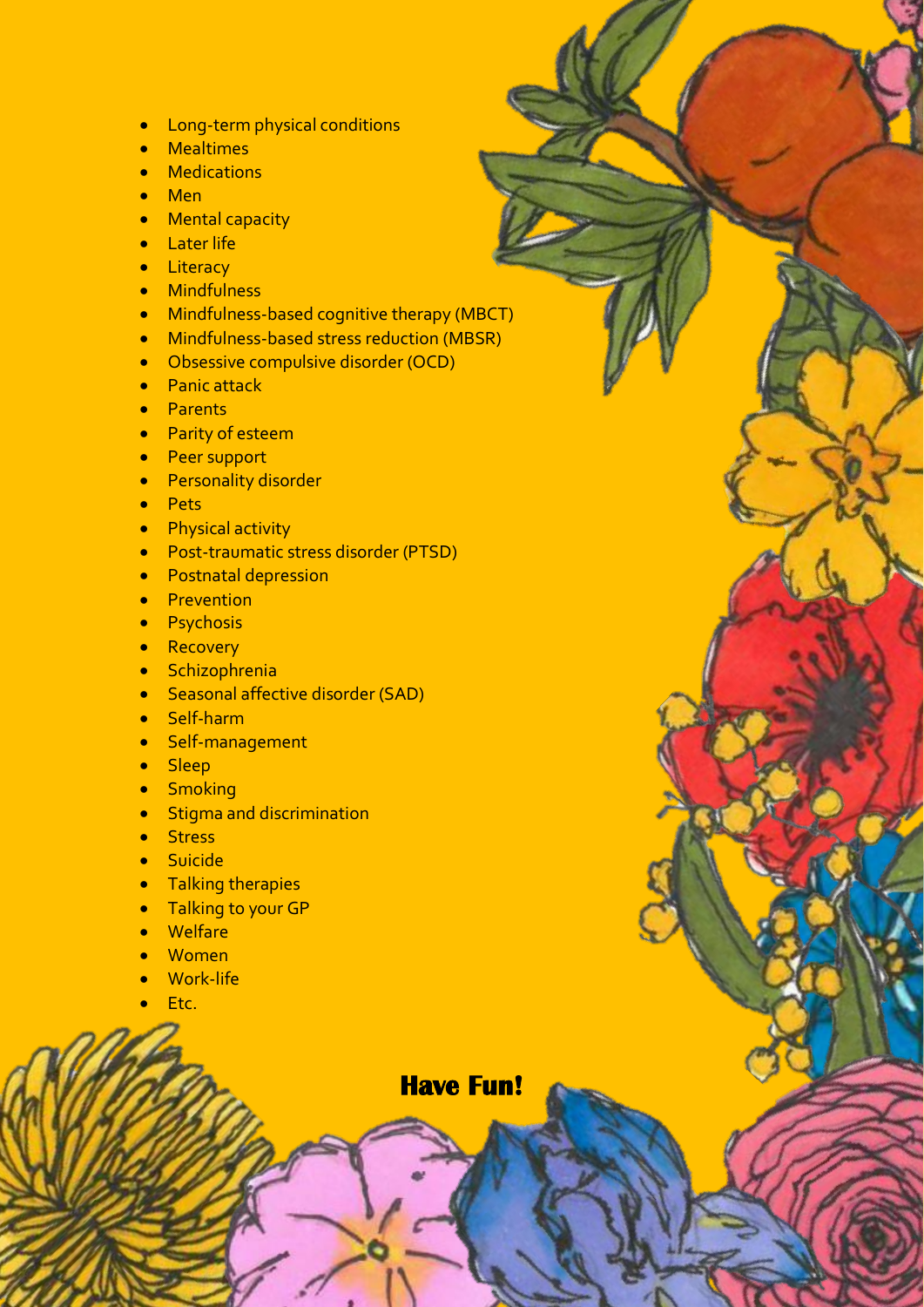- Long-term physical conditions
- Mealtimes
- Medications
- Men
- Mental capacity
- Later life
- Literacy
- Mindfulness
- Mindfulness-based cognitive therapy (MBCT)
- Mindfulness-based stress reduction (MBSR)
- Obsessive compulsive disorder (OCD)
- Panic attack
- Parents
- Parity of esteem
- Peer support
- Personality disorder
- Pets
- Physical activity
- Post-traumatic stress disorder (PTSD)
- Postnatal depression
- Prevention
- Psychosis
- Recovery
- Schizophrenia
- Seasonal affective disorder (SAD)
- Self-harm
- Self-management
- Sleep
- Smoking
- Stigma and discrimination
- Stress
- Suicide
- Talking therapies
- Talking to your GP
- Welfare
- Women
- Work-life
- Etc.

**Have Fun!**